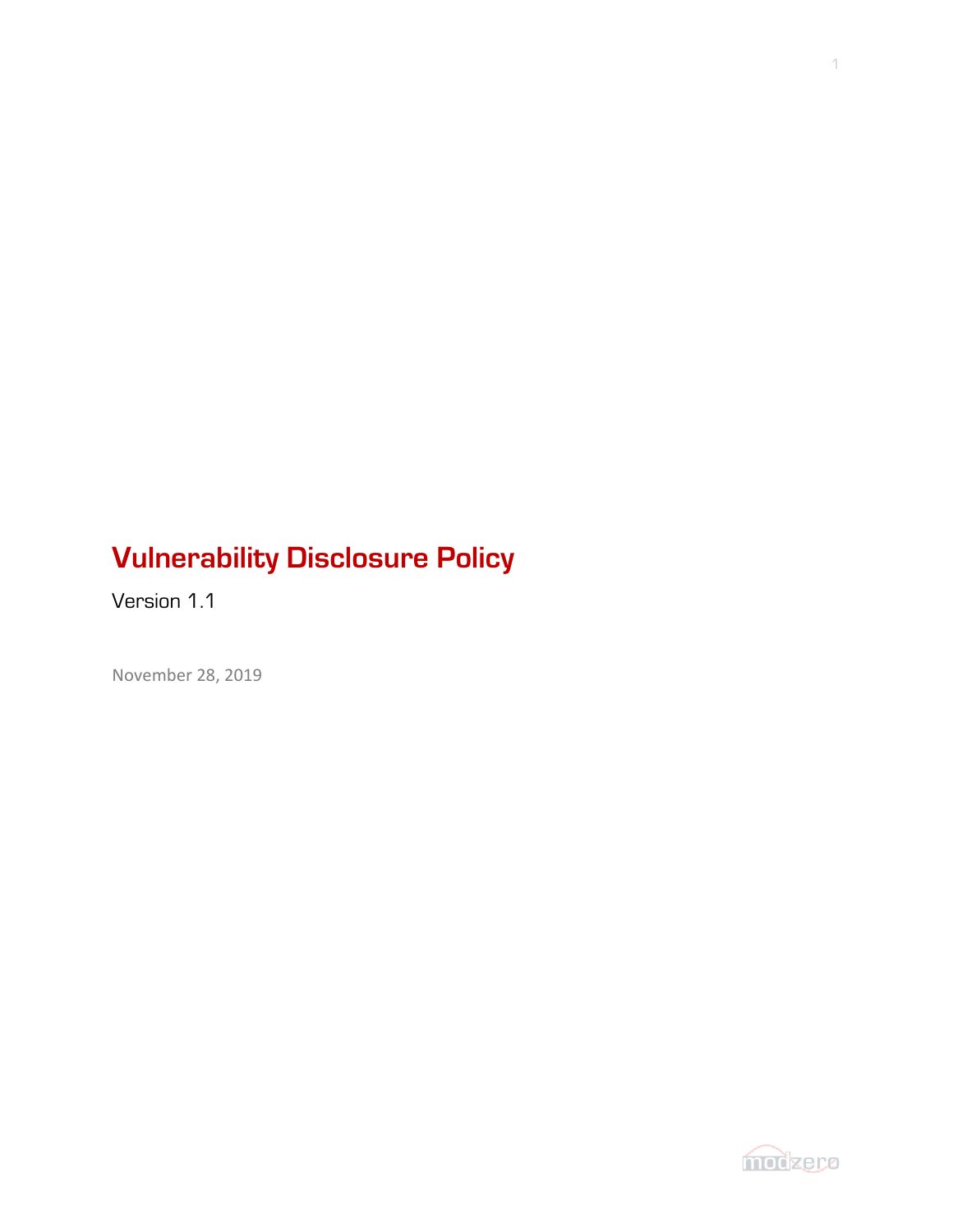# Vulnerability Disclosure Policy

Version 1.1

November 28, 2019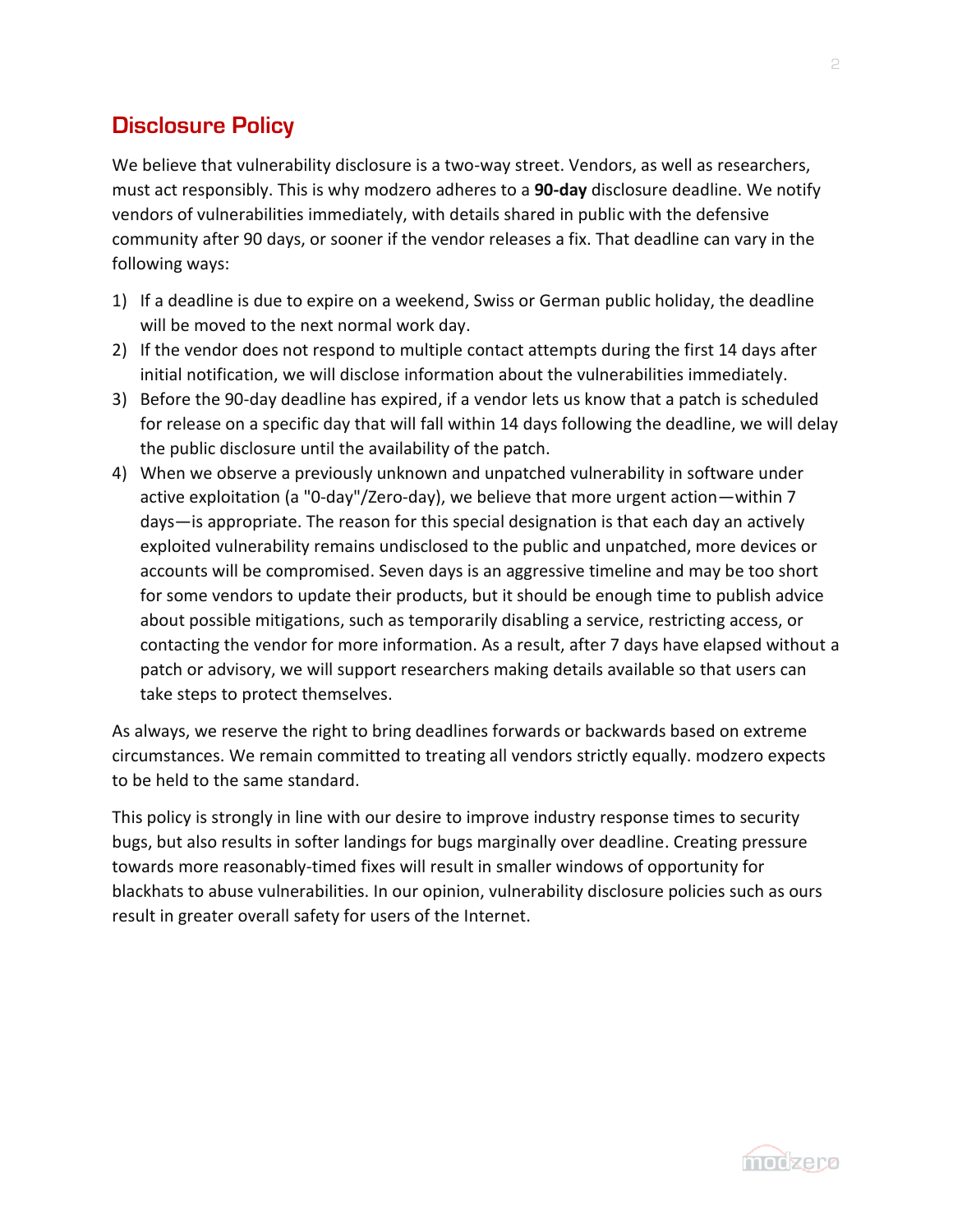## Disclosure Policy

We believe that vulnerability disclosure is a two-way street. Vendors, as well as researchers, must act responsibly. This is why modzero adheres to a **90-day** disclosure deadline. We notify vendors of vulnerabilities immediately, with details shared in public with the defensive community after 90 days, or sooner if the vendor releases a fix. That deadline can vary in the following ways:

1) If a deadline is due to expire on a weekend, Swiss or German public holiday, the deadline will be moved to the next normal work day.
2) If the vendor does not respond to multiple contact attempts during the first 14 days after initial notification, we will disclose information about the vulnerabilities immediately.
3) Before the 90-day deadline has expired, if a vendor lets us know that a patch is scheduled for release on a specific day that will fall within 14 days following the deadline, we will delay the public disclosure until the availability of the patch.
4) When we observe a previously unknown and unpatched vulnerability in software under active exploitation (a "0-day"/Zero-day), we believe that more urgent action—within 7 days—is appropriate. The reason for this special designation is that each day an actively exploited vulnerability remains undisclosed to the public and unpatched, more devices or accounts will be compromised. Seven days is an aggressive timeline and may be too short for some vendors to update their products, but it should be enough time to publish advice about possible mitigations, such as temporarily disabling a service, restricting access, or contacting the vendor for more information. As a result, after 7 days have elapsed without a patch or advisory, we will support researchers making details available so that users can take steps to protect themselves.

As always, we reserve the right to bring deadlines forwards or backwards based on extreme circumstances. We remain committed to treating all vendors strictly equally. modzero expects to be held to the same standard.

This policy is strongly in line with our desire to improve industry response times to security bugs, but also results in softer landings for bugs marginally over deadline. Creating pressure towards more reasonably-timed fixes will result in smaller windows of opportunity for blackhats to abuse vulnerabilities. In our opinion, vulnerability disclosure policies such as ours result in greater overall safety for users of the Internet.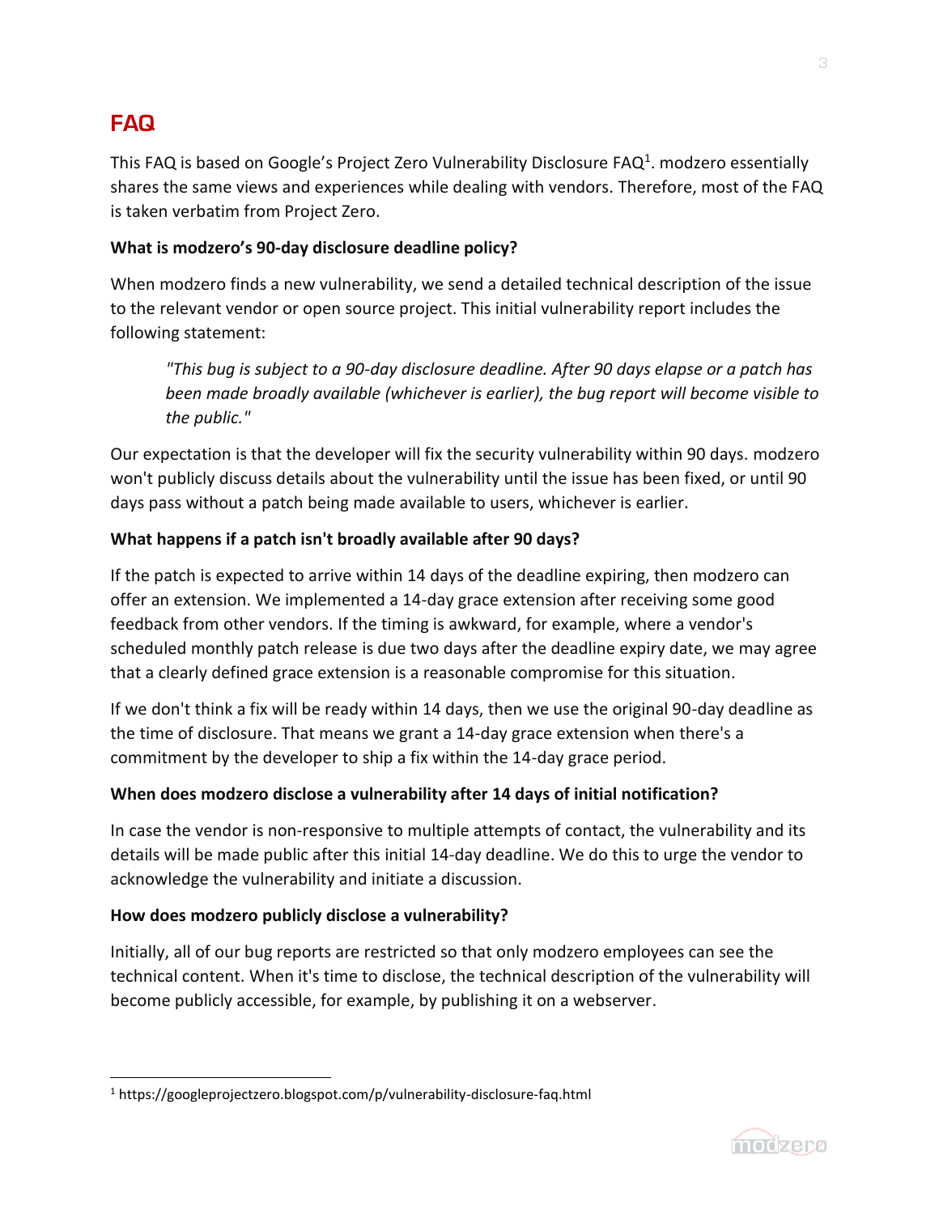# FAQ

This FAQ is based on Google's Project Zero Vulnerability Disclosure FAQ[1]. modzero essentially shares the same views and experiences while dealing with vendors. Therefore, most of the FAQ is taken verbatim from Project Zero.

**What is modzero's 90-day disclosure deadline policy?**

When modzero finds a new vulnerability, we send a detailed technical description of the issue to the relevant vendor or open source project. This initial vulnerability report includes the following statement:

> *"This bug is subject to a 90-day disclosure deadline. After 90 days elapse or a patch has been made broadly available (whichever is earlier), the bug report will become visible to the public."*

Our expectation is that the developer will fix the security vulnerability within 90 days. modzero won't publicly discuss details about the vulnerability until the issue has been fixed, or until 90 days pass without a patch being made available to users, whichever is earlier.

**What happens if a patch isn't broadly available after 90 days?**

If the patch is expected to arrive within 14 days of the deadline expiring, then modzero can offer an extension. We implemented a 14-day grace extension after receiving some good feedback from other vendors. If the timing is awkward, for example, where a vendor's scheduled monthly patch release is due two days after the deadline expiry date, we may agree that a clearly defined grace extension is a reasonable compromise for this situation.

If we don't think a fix will be ready within 14 days, then we use the original 90-day deadline as the time of disclosure. That means we grant a 14-day grace extension when there's a commitment by the developer to ship a fix within the 14-day grace period.

**When does modzero disclose a vulnerability after 14 days of initial notification?**

In case the vendor is non-responsive to multiple attempts of contact, the vulnerability and its details will be made public after this initial 14-day deadline. We do this to urge the vendor to acknowledge the vulnerability and initiate a discussion.

**How does modzero publicly disclose a vulnerability?**

Initially, all of our bug reports are restricted so that only modzero employees can see the technical content. When it's time to disclose, the technical description of the vulnerability will become publicly accessible, for example, by publishing it on a webserver.

---

[1] https://googleprojectzero.blogspot.com/p/vulnerability-disclosure-faq.html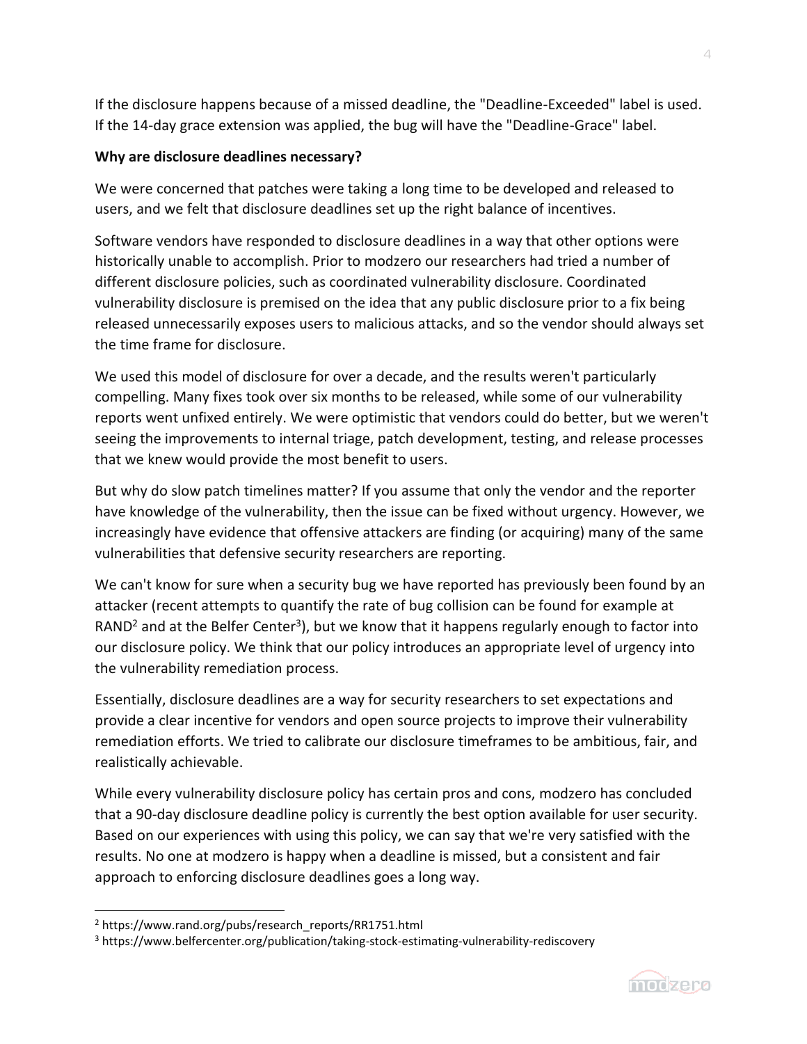If the disclosure happens because of a missed deadline, the "Deadline-Exceeded" label is used. If the 14-day grace extension was applied, the bug will have the "Deadline-Grace" label.

**Why are disclosure deadlines necessary?**

We were concerned that patches were taking a long time to be developed and released to users, and we felt that disclosure deadlines set up the right balance of incentives.

Software vendors have responded to disclosure deadlines in a way that other options were historically unable to accomplish. Prior to modzero our researchers had tried a number of different disclosure policies, such as coordinated vulnerability disclosure. Coordinated vulnerability disclosure is premised on the idea that any public disclosure prior to a fix being released unnecessarily exposes users to malicious attacks, and so the vendor should always set the time frame for disclosure.

We used this model of disclosure for over a decade, and the results weren't particularly compelling. Many fixes took over six months to be released, while some of our vulnerability reports went unfixed entirely. We were optimistic that vendors could do better, but we weren't seeing the improvements to internal triage, patch development, testing, and release processes that we knew would provide the most benefit to users.

But why do slow patch timelines matter? If you assume that only the vendor and the reporter have knowledge of the vulnerability, then the issue can be fixed without urgency. However, we increasingly have evidence that offensive attackers are finding (or acquiring) many of the same vulnerabilities that defensive security researchers are reporting.

We can't know for sure when a security bug we have reported has previously been found by an attacker (recent attempts to quantify the rate of bug collision can be found for example at RAND[2] and at the Belfer Center[3]), but we know that it happens regularly enough to factor into our disclosure policy. We think that our policy introduces an appropriate level of urgency into the vulnerability remediation process.

Essentially, disclosure deadlines are a way for security researchers to set expectations and provide a clear incentive for vendors and open source projects to improve their vulnerability remediation efforts. We tried to calibrate our disclosure timeframes to be ambitious, fair, and realistically achievable.

While every vulnerability disclosure policy has certain pros and cons, modzero has concluded that a 90-day disclosure deadline policy is currently the best option available for user security. Based on our experiences with using this policy, we can say that we're very satisfied with the results. No one at modzero is happy when a deadline is missed, but a consistent and fair approach to enforcing disclosure deadlines goes a long way.

---

[2] https://www.rand.org/pubs/research_reports/RR1751.html

[3] https://www.belfercenter.org/publication/taking-stock-estimating-vulnerability-rediscovery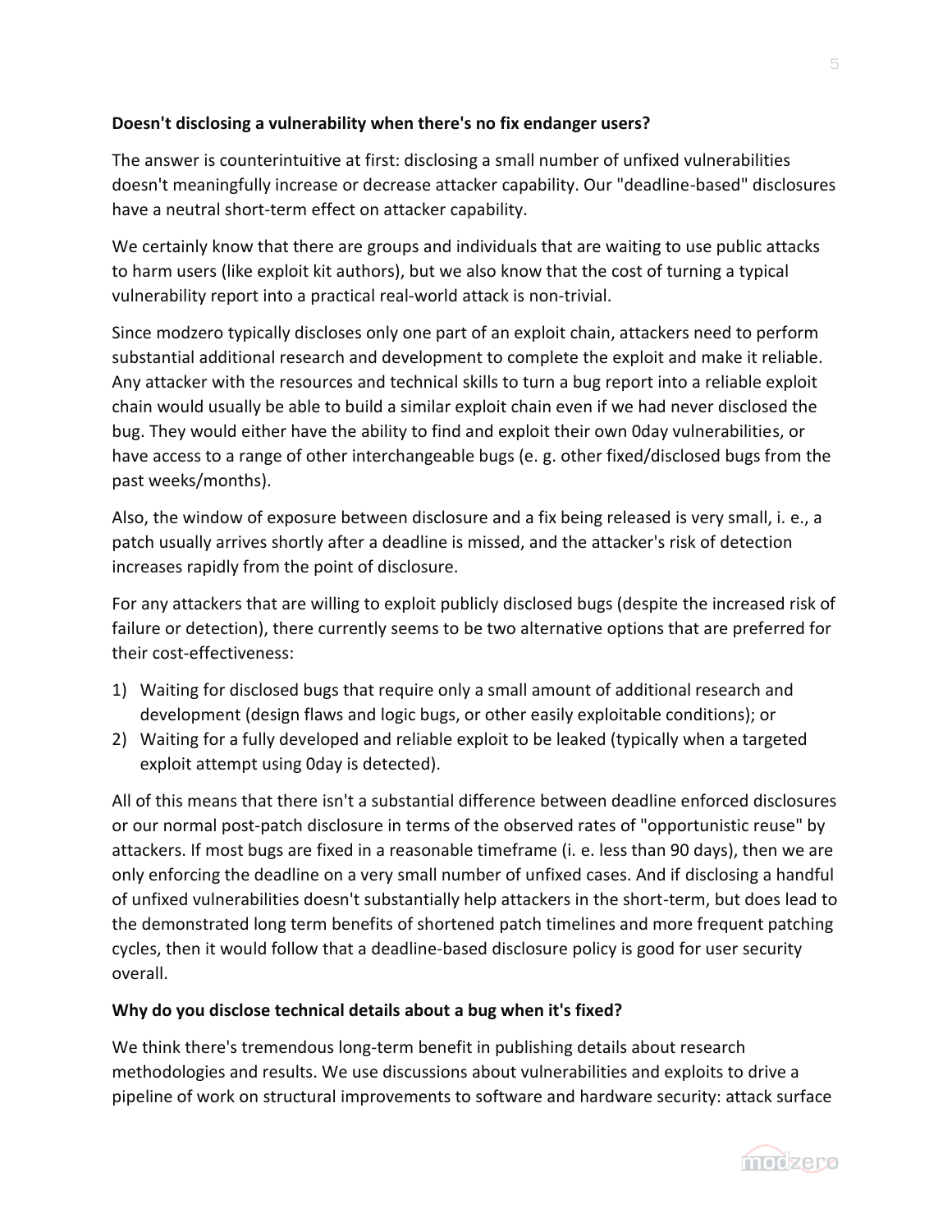**Doesn't disclosing a vulnerability when there's no fix endanger users?**

The answer is counterintuitive at first: disclosing a small number of unfixed vulnerabilities doesn't meaningfully increase or decrease attacker capability. Our "deadline-based" disclosures have a neutral short-term effect on attacker capability.

We certainly know that there are groups and individuals that are waiting to use public attacks to harm users (like exploit kit authors), but we also know that the cost of turning a typical vulnerability report into a practical real-world attack is non-trivial.

Since modzero typically discloses only one part of an exploit chain, attackers need to perform substantial additional research and development to complete the exploit and make it reliable. Any attacker with the resources and technical skills to turn a bug report into a reliable exploit chain would usually be able to build a similar exploit chain even if we had never disclosed the bug. They would either have the ability to find and exploit their own 0day vulnerabilities, or have access to a range of other interchangeable bugs (e. g. other fixed/disclosed bugs from the past weeks/months).

Also, the window of exposure between disclosure and a fix being released is very small, i. e., a patch usually arrives shortly after a deadline is missed, and the attacker's risk of detection increases rapidly from the point of disclosure.

For any attackers that are willing to exploit publicly disclosed bugs (despite the increased risk of failure or detection), there currently seems to be two alternative options that are preferred for their cost-effectiveness:

1) Waiting for disclosed bugs that require only a small amount of additional research and development (design flaws and logic bugs, or other easily exploitable conditions); or
2) Waiting for a fully developed and reliable exploit to be leaked (typically when a targeted exploit attempt using 0day is detected).

All of this means that there isn't a substantial difference between deadline enforced disclosures or our normal post-patch disclosure in terms of the observed rates of "opportunistic reuse" by attackers. If most bugs are fixed in a reasonable timeframe (i. e. less than 90 days), then we are only enforcing the deadline on a very small number of unfixed cases. And if disclosing a handful of unfixed vulnerabilities doesn't substantially help attackers in the short-term, but does lead to the demonstrated long term benefits of shortened patch timelines and more frequent patching cycles, then it would follow that a deadline-based disclosure policy is good for user security overall.

**Why do you disclose technical details about a bug when it's fixed?**

We think there's tremendous long-term benefit in publishing details about research methodologies and results. We use discussions about vulnerabilities and exploits to drive a pipeline of work on structural improvements to software and hardware security: attack surface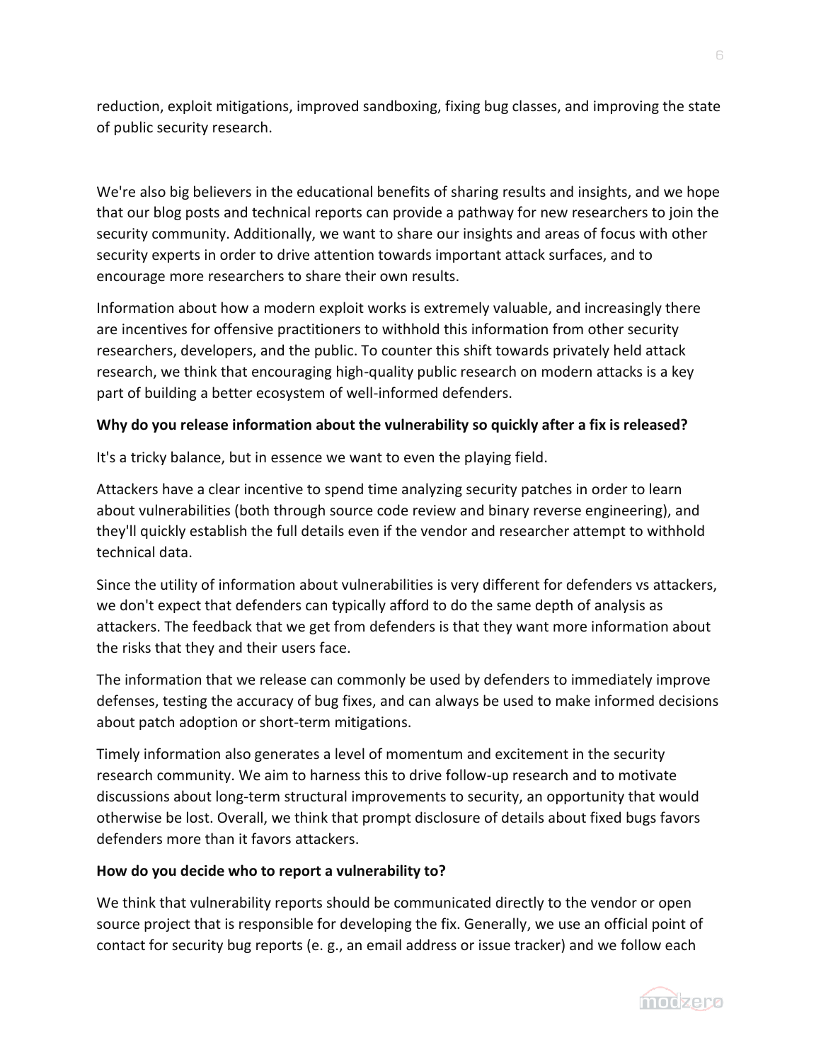reduction, exploit mitigations, improved sandboxing, fixing bug classes, and improving the state of public security research.

We're also big believers in the educational benefits of sharing results and insights, and we hope that our blog posts and technical reports can provide a pathway for new researchers to join the security community. Additionally, we want to share our insights and areas of focus with other security experts in order to drive attention towards important attack surfaces, and to encourage more researchers to share their own results.

Information about how a modern exploit works is extremely valuable, and increasingly there are incentives for offensive practitioners to withhold this information from other security researchers, developers, and the public. To counter this shift towards privately held attack research, we think that encouraging high-quality public research on modern attacks is a key part of building a better ecosystem of well-informed defenders.

**Why do you release information about the vulnerability so quickly after a fix is released?**

It's a tricky balance, but in essence we want to even the playing field.

Attackers have a clear incentive to spend time analyzing security patches in order to learn about vulnerabilities (both through source code review and binary reverse engineering), and they'll quickly establish the full details even if the vendor and researcher attempt to withhold technical data.

Since the utility of information about vulnerabilities is very different for defenders vs attackers, we don't expect that defenders can typically afford to do the same depth of analysis as attackers. The feedback that we get from defenders is that they want more information about the risks that they and their users face.

The information that we release can commonly be used by defenders to immediately improve defenses, testing the accuracy of bug fixes, and can always be used to make informed decisions about patch adoption or short-term mitigations.

Timely information also generates a level of momentum and excitement in the security research community. We aim to harness this to drive follow-up research and to motivate discussions about long-term structural improvements to security, an opportunity that would otherwise be lost. Overall, we think that prompt disclosure of details about fixed bugs favors defenders more than it favors attackers.

**How do you decide who to report a vulnerability to?**

We think that vulnerability reports should be communicated directly to the vendor or open source project that is responsible for developing the fix. Generally, we use an official point of contact for security bug reports (e. g., an email address or issue tracker) and we follow each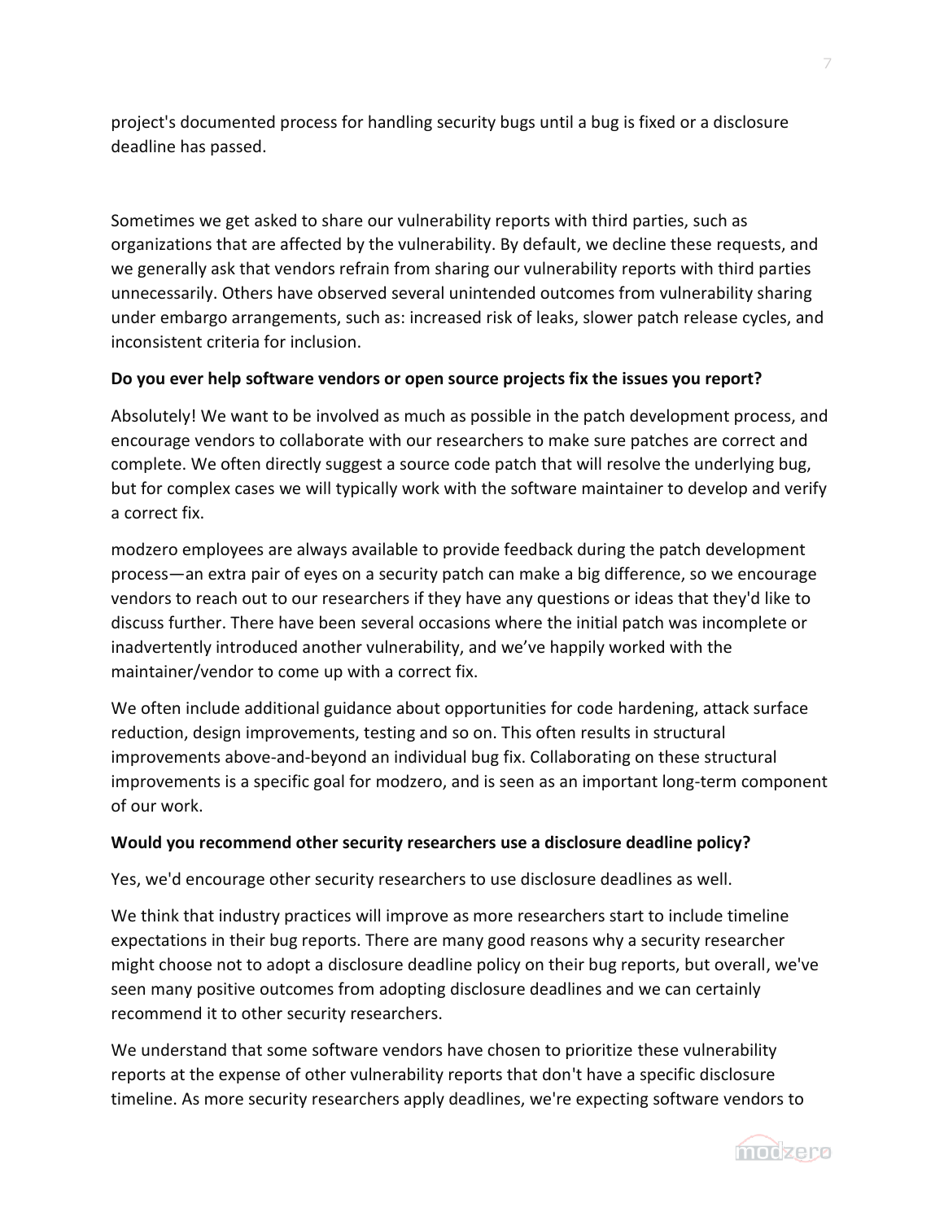project's documented process for handling security bugs until a bug is fixed or a disclosure deadline has passed.

Sometimes we get asked to share our vulnerability reports with third parties, such as organizations that are affected by the vulnerability. By default, we decline these requests, and we generally ask that vendors refrain from sharing our vulnerability reports with third parties unnecessarily. Others have observed several unintended outcomes from vulnerability sharing under embargo arrangements, such as: increased risk of leaks, slower patch release cycles, and inconsistent criteria for inclusion.

**Do you ever help software vendors or open source projects fix the issues you report?**

Absolutely! We want to be involved as much as possible in the patch development process, and encourage vendors to collaborate with our researchers to make sure patches are correct and complete. We often directly suggest a source code patch that will resolve the underlying bug, but for complex cases we will typically work with the software maintainer to develop and verify a correct fix.

modzero employees are always available to provide feedback during the patch development process—an extra pair of eyes on a security patch can make a big difference, so we encourage vendors to reach out to our researchers if they have any questions or ideas that they'd like to discuss further. There have been several occasions where the initial patch was incomplete or inadvertently introduced another vulnerability, and we've happily worked with the maintainer/vendor to come up with a correct fix.

We often include additional guidance about opportunities for code hardening, attack surface reduction, design improvements, testing and so on. This often results in structural improvements above-and-beyond an individual bug fix. Collaborating on these structural improvements is a specific goal for modzero, and is seen as an important long-term component of our work.

**Would you recommend other security researchers use a disclosure deadline policy?**

Yes, we'd encourage other security researchers to use disclosure deadlines as well.

We think that industry practices will improve as more researchers start to include timeline expectations in their bug reports. There are many good reasons why a security researcher might choose not to adopt a disclosure deadline policy on their bug reports, but overall, we've seen many positive outcomes from adopting disclosure deadlines and we can certainly recommend it to other security researchers.

We understand that some software vendors have chosen to prioritize these vulnerability reports at the expense of other vulnerability reports that don't have a specific disclosure timeline. As more security researchers apply deadlines, we're expecting software vendors to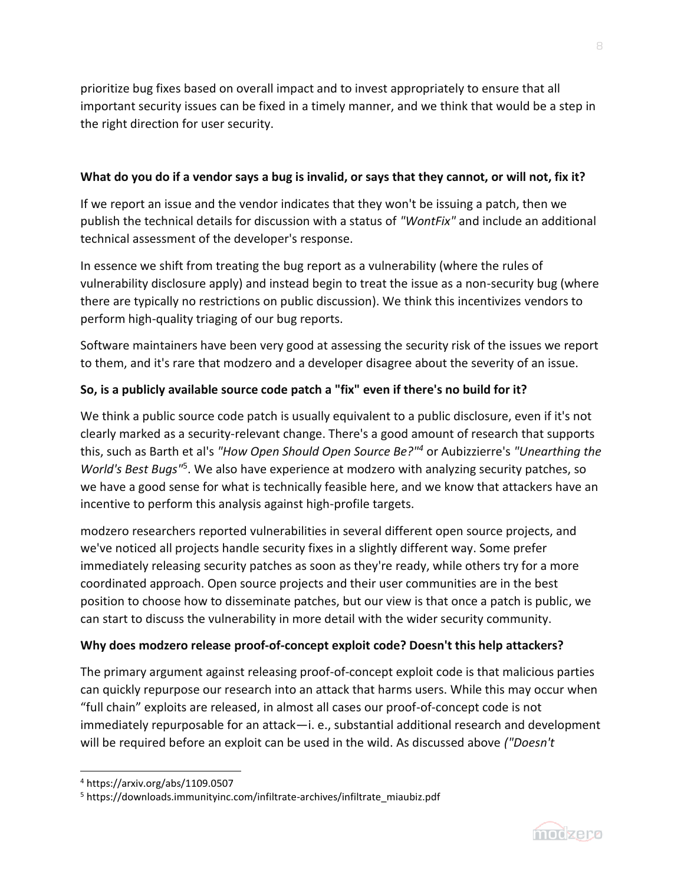prioritize bug fixes based on overall impact and to invest appropriately to ensure that all important security issues can be fixed in a timely manner, and we think that would be a step in the right direction for user security.

**What do you do if a vendor says a bug is invalid, or says that they cannot, or will not, fix it?**

If we report an issue and the vendor indicates that they won't be issuing a patch, then we publish the technical details for discussion with a status of *"WontFix"* and include an additional technical assessment of the developer's response.

In essence we shift from treating the bug report as a vulnerability (where the rules of vulnerability disclosure apply) and instead begin to treat the issue as a non-security bug (where there are typically no restrictions on public discussion). We think this incentivizes vendors to perform high-quality triaging of our bug reports.

Software maintainers have been very good at assessing the security risk of the issues we report to them, and it's rare that modzero and a developer disagree about the severity of an issue.

**So, is a publicly available source code patch a "fix" even if there's no build for it?**

We think a public source code patch is usually equivalent to a public disclosure, even if it's not clearly marked as a security-relevant change. There's a good amount of research that supports this, such as Barth et al's *"How Open Should Open Source Be?"*[4] or Aubizzierre's *"Unearthing the World's Best Bugs"*[5]. We also have experience at modzero with analyzing security patches, so we have a good sense for what is technically feasible here, and we know that attackers have an incentive to perform this analysis against high-profile targets.

modzero researchers reported vulnerabilities in several different open source projects, and we've noticed all projects handle security fixes in a slightly different way. Some prefer immediately releasing security patches as soon as they're ready, while others try for a more coordinated approach. Open source projects and their user communities are in the best position to choose how to disseminate patches, but our view is that once a patch is public, we can start to discuss the vulnerability in more detail with the wider security community.

**Why does modzero release proof-of-concept exploit code? Doesn't this help attackers?**

The primary argument against releasing proof-of-concept exploit code is that malicious parties can quickly repurpose our research into an attack that harms users. While this may occur when "full chain" exploits are released, in almost all cases our proof-of-concept code is not immediately repurposable for an attack—i. e., substantial additional research and development will be required before an exploit can be used in the wild. As discussed above *("Doesn't*

---

[4] https://arxiv.org/abs/1109.0507

[5] https://downloads.immunityinc.com/infiltrate-archives/infiltrate_miaubiz.pdf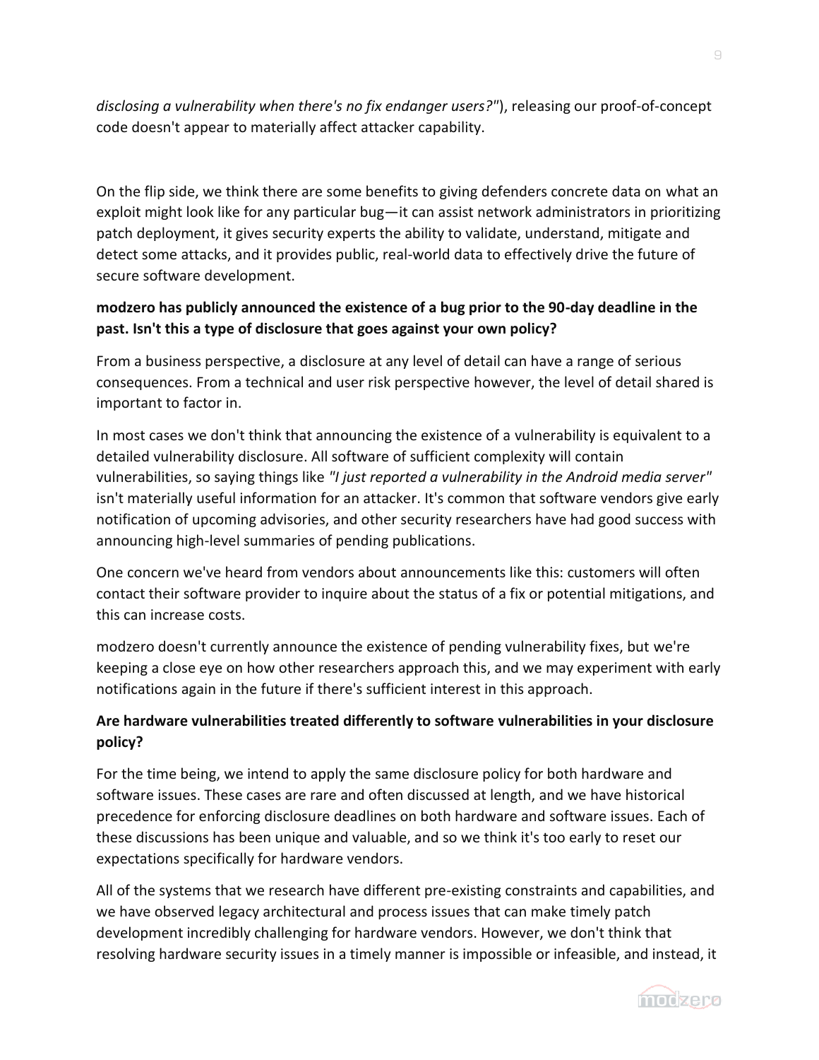*disclosing a vulnerability when there's no fix endanger users?"*), releasing our proof-of-concept code doesn't appear to materially affect attacker capability.

On the flip side, we think there are some benefits to giving defenders concrete data on what an exploit might look like for any particular bug—it can assist network administrators in prioritizing patch deployment, it gives security experts the ability to validate, understand, mitigate and detect some attacks, and it provides public, real-world data to effectively drive the future of secure software development.

**modzero has publicly announced the existence of a bug prior to the 90-day deadline in the past. Isn't this a type of disclosure that goes against your own policy?**

From a business perspective, a disclosure at any level of detail can have a range of serious consequences. From a technical and user risk perspective however, the level of detail shared is important to factor in.

In most cases we don't think that announcing the existence of a vulnerability is equivalent to a detailed vulnerability disclosure. All software of sufficient complexity will contain vulnerabilities, so saying things like *"I just reported a vulnerability in the Android media server"* isn't materially useful information for an attacker. It's common that software vendors give early notification of upcoming advisories, and other security researchers have had good success with announcing high-level summaries of pending publications.

One concern we've heard from vendors about announcements like this: customers will often contact their software provider to inquire about the status of a fix or potential mitigations, and this can increase costs.

modzero doesn't currently announce the existence of pending vulnerability fixes, but we're keeping a close eye on how other researchers approach this, and we may experiment with early notifications again in the future if there's sufficient interest in this approach.

**Are hardware vulnerabilities treated differently to software vulnerabilities in your disclosure policy?**

For the time being, we intend to apply the same disclosure policy for both hardware and software issues. These cases are rare and often discussed at length, and we have historical precedence for enforcing disclosure deadlines on both hardware and software issues. Each of these discussions has been unique and valuable, and so we think it's too early to reset our expectations specifically for hardware vendors.

All of the systems that we research have different pre-existing constraints and capabilities, and we have observed legacy architectural and process issues that can make timely patch development incredibly challenging for hardware vendors. However, we don't think that resolving hardware security issues in a timely manner is impossible or infeasible, and instead, it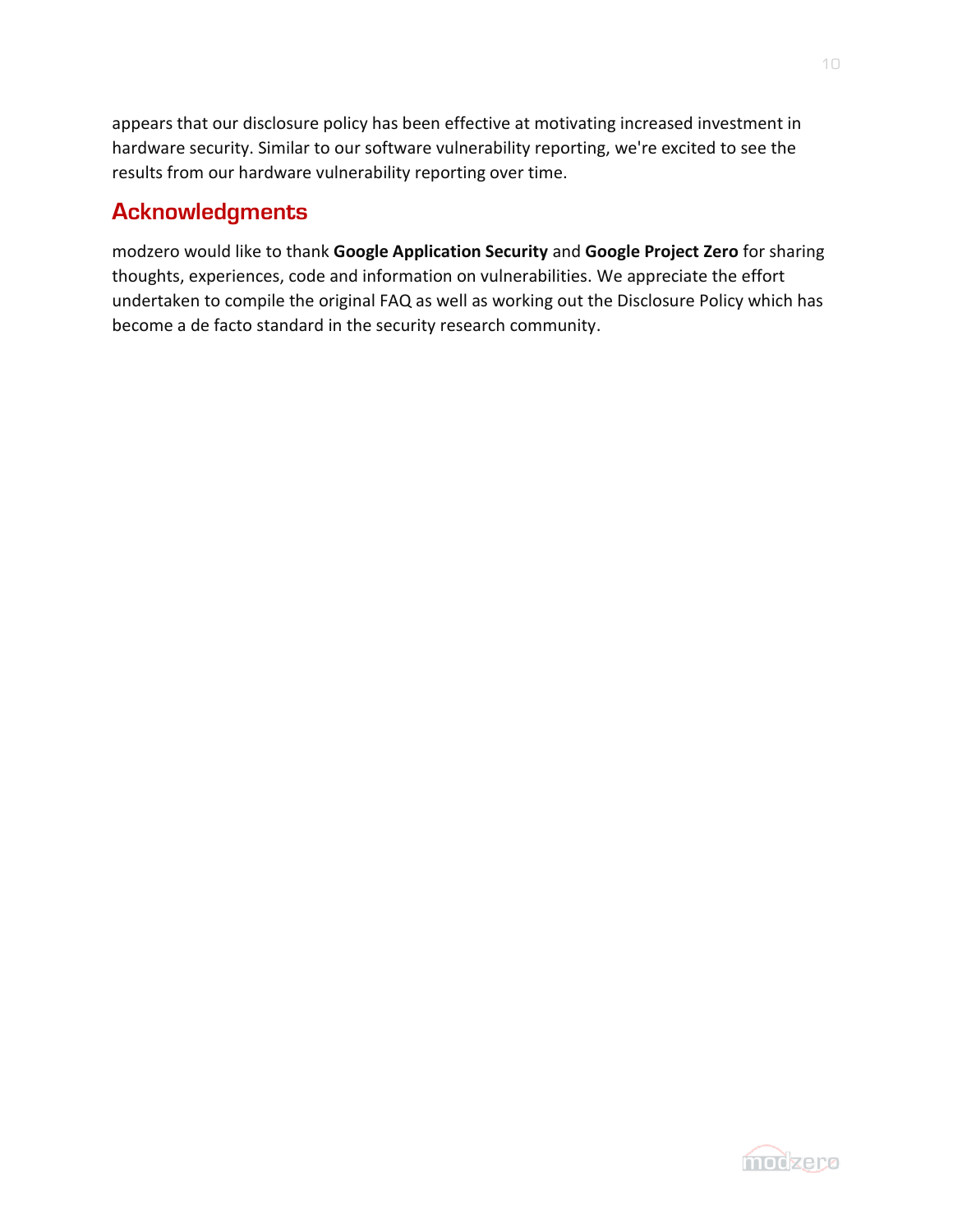appears that our disclosure policy has been effective at motivating increased investment in hardware security. Similar to our software vulnerability reporting, we're excited to see the results from our hardware vulnerability reporting over time.

## Acknowledgments

modzero would like to thank **Google Application Security** and **Google Project Zero** for sharing thoughts, experiences, code and information on vulnerabilities. We appreciate the effort undertaken to compile the original FAQ as well as working out the Disclosure Policy which has become a de facto standard in the security research community.